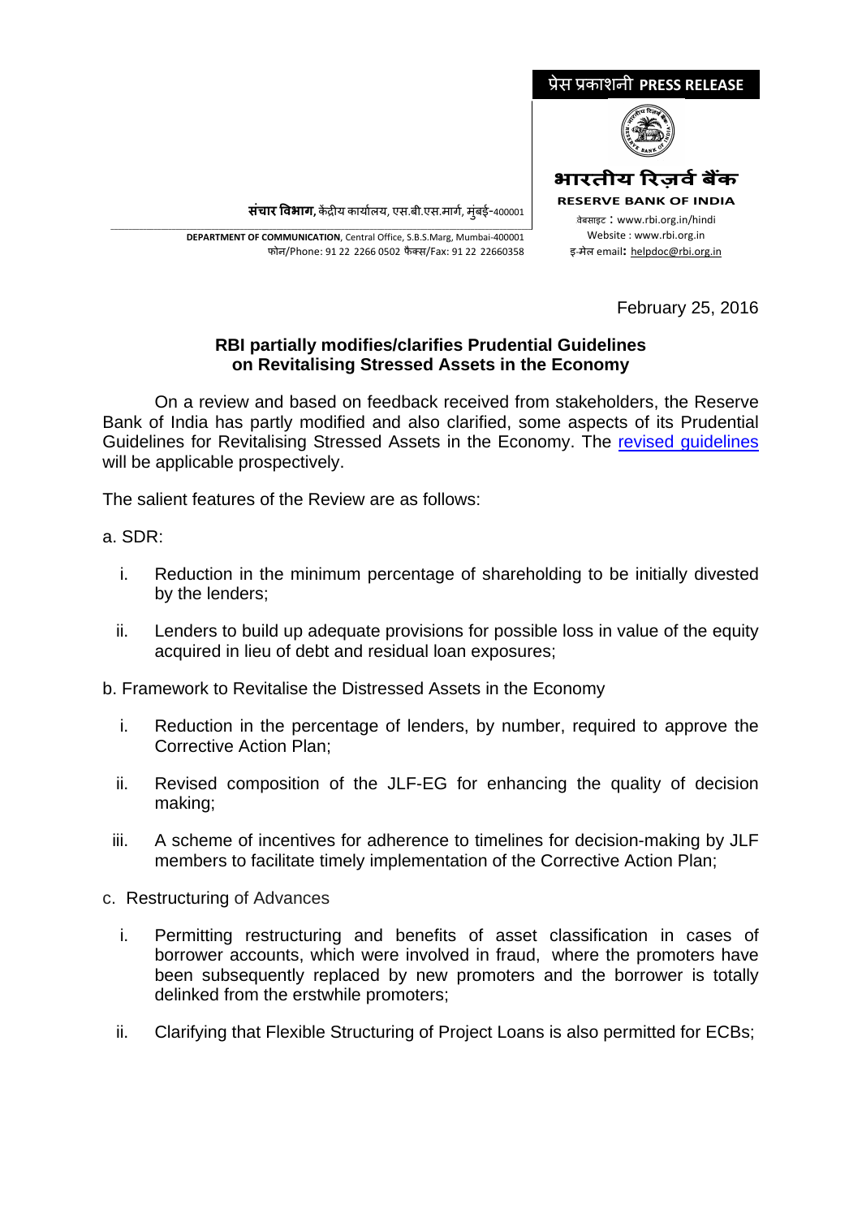प्रेस प्रकाशनी **PRESS RELEASE**

**भारतीय रिज़र्व बैंक**
**RESERVE BANK OF INDIA**
वेबसाइट : www.rbi.org.in/hindi
Website : www.rbi.org.in
इ-मेल email: helpdoc@rbi.org.in

**संचार विभाग,** केंद्रीय कार्यालय, एस.बी.एस.मार्ग, मुंबई-400001

**DEPARTMENT OF COMMUNICATION**, Central Office, S.B.S.Marg, Mumbai-400001
फोन/Phone: 91 22 2266 0502 फैक्स/Fax: 91 22 22660358

February 25, 2016

## RBI partially modifies/clarifies Prudential Guidelines on Revitalising Stressed Assets in the Economy

On a review and based on feedback received from stakeholders, the Reserve Bank of India has partly modified and also clarified, some aspects of its Prudential Guidelines for Revitalising Stressed Assets in the Economy. The revised guidelines will be applicable prospectively.

The salient features of the Review are as follows:

a. SDR:

i. Reduction in the minimum percentage of shareholding to be initially divested by the lenders;

ii. Lenders to build up adequate provisions for possible loss in value of the equity acquired in lieu of debt and residual loan exposures;

b. Framework to Revitalise the Distressed Assets in the Economy

i. Reduction in the percentage of lenders, by number, required to approve the Corrective Action Plan;

ii. Revised composition of the JLF-EG for enhancing the quality of decision making;

iii. A scheme of incentives for adherence to timelines for decision-making by JLF members to facilitate timely implementation of the Corrective Action Plan;

c. Restructuring of Advances

i. Permitting restructuring and benefits of asset classification in cases of borrower accounts, which were involved in fraud, where the promoters have been subsequently replaced by new promoters and the borrower is totally delinked from the erstwhile promoters;

ii. Clarifying that Flexible Structuring of Project Loans is also permitted for ECBs;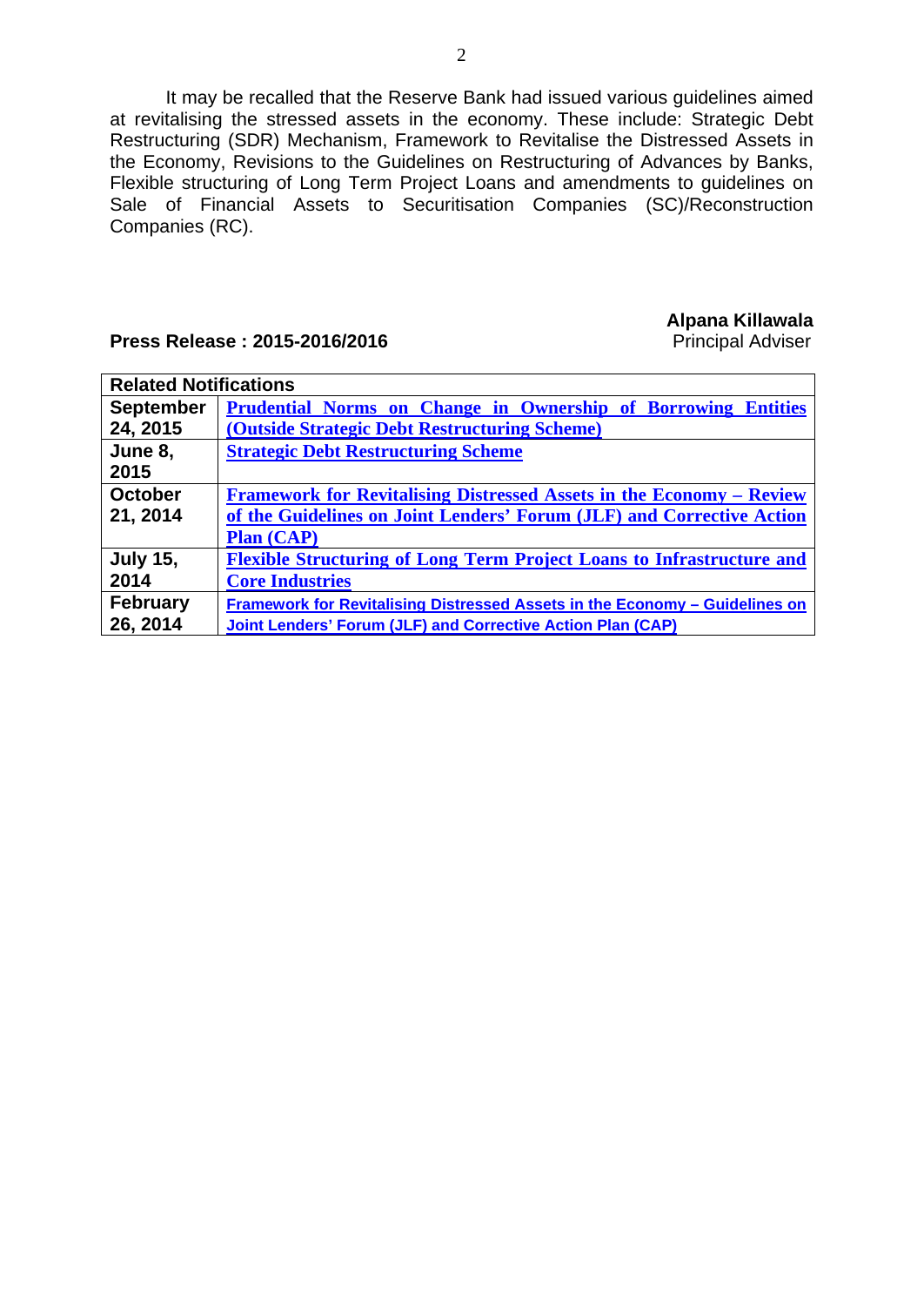It may be recalled that the Reserve Bank had issued various guidelines aimed at revitalising the stressed assets in the economy. These include: Strategic Debt Restructuring (SDR) Mechanism, Framework to Revitalise the Distressed Assets in the Economy, Revisions to the Guidelines on Restructuring of Advances by Banks, Flexible structuring of Long Term Project Loans and amendments to guidelines on Sale of Financial Assets to Securitisation Companies (SC)/Reconstruction Companies (RC).

**Alpana Killawala**
Principal Adviser

**Press Release : 2015-2016/2016**

| **Related Notifications** | |
|---|---|
| **September 24, 2015** | **Prudential Norms on Change in Ownership of Borrowing Entities (Outside Strategic Debt Restructuring Scheme)** |
| **June 8, 2015** | **Strategic Debt Restructuring Scheme** |
| **October 21, 2014** | **Framework for Revitalising Distressed Assets in the Economy – Review of the Guidelines on Joint Lenders' Forum (JLF) and Corrective Action Plan (CAP)** |
| **July 15, 2014** | **Flexible Structuring of Long Term Project Loans to Infrastructure and Core Industries** |
| **February 26, 2014** | **Framework for Revitalising Distressed Assets in the Economy – Guidelines on Joint Lenders' Forum (JLF) and Corrective Action Plan (CAP)** |